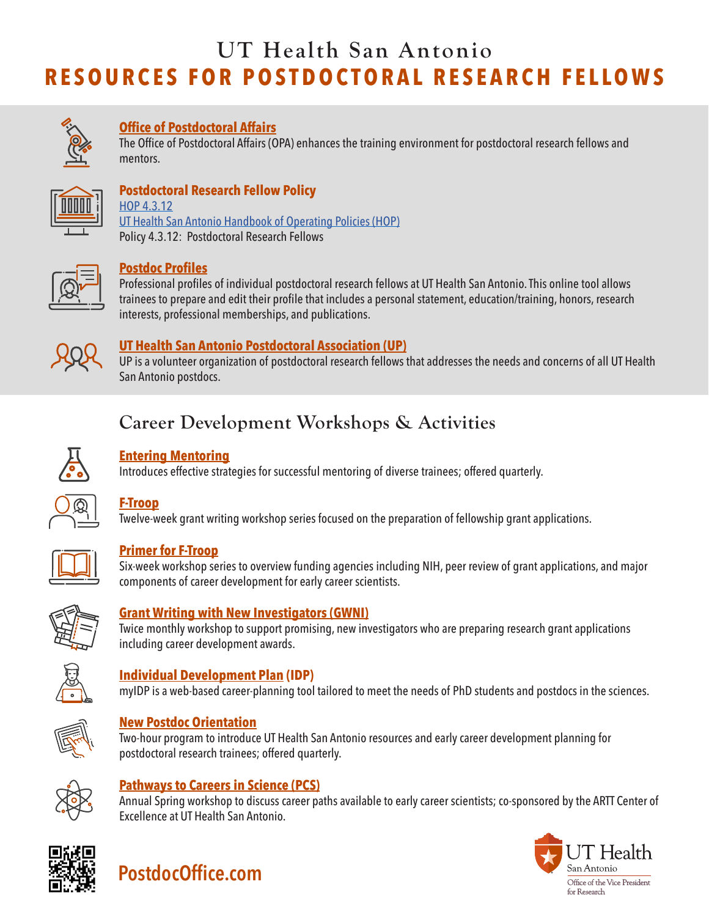# UT Health San Antonio

# RESOURCES FOR POSTDOCTORAL RESEARCH FELLOWS

### Office of Postdoctoral Affairs

The Office of Postdoctoral Affairs (OPA) enhances the training environment for postdoctoral research fellows and mentors.

### Postdoctoral Research Fellow Policy

HOP 4.3.12

UT Health San Antonio Handbook of Operating Policies (HOP)

Policy 4.3.12: Postdoctoral Research Fellows

### Postdoc Profiles

Professional profiles of individual postdoctoral research fellows at UT Health San Antonio. This online tool allows trainees to prepare and edit their profile that includes a personal statement, education/training, honors, research interests, professional memberships, and publications.

### UT Health San Antonio Postdoctoral Association (UP)

UP is a volunteer organization of postdoctoral research fellows that addresses the needs and concerns of all UT Health San Antonio postdocs.

## Career Development Workshops & Activities

### Entering Mentoring

Introduces effective strategies for successful mentoring of diverse trainees; offered quarterly.

### F-Troop

Twelve-week grant writing workshop series focused on the preparation of fellowship grant applications.

### Primer for F-Troop

Six-week workshop series to overview funding agencies including NIH, peer review of grant applications, and major components of career development for early career scientists.

### Grant Writing with New Investigators (GWNI)

Twice monthly workshop to support promising, new investigators who are preparing research grant applications including career development awards.

### Individual Development Plan (IDP)

myIDP is a web-based career-planning tool tailored to meet the needs of PhD students and postdocs in the sciences.

### New Postdoc Orientation

Two-hour program to introduce UT Health San Antonio resources and early career development planning for postdoctoral research trainees; offered quarterly.

### Pathways to Careers in Science (PCS)

Annual Spring workshop to discuss career paths available to early career scientists; co-sponsored by the ARTT Center of Excellence at UT Health San Antonio.

**PostdocOffice.com**

UT Health San Antonio
Office of the Vice President for Research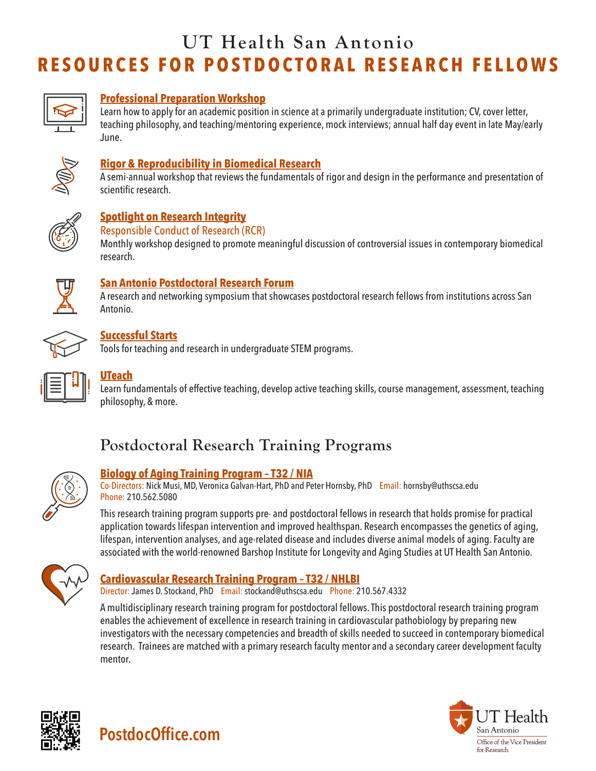# UT Health San Antonio

# RESOURCES FOR POSTDOCTORAL RESEARCH FELLOWS

### Professional Preparation Workshop

Learn how to apply for an academic position in science at a primarily undergraduate institution; CV, cover letter, teaching philosophy, and teaching/mentoring experience, mock interviews; annual half day event in late May/early June.

### Rigor & Reproducibility in Biomedical Research

A semi-annual workshop that reviews the fundamentals of rigor and design in the performance and presentation of scientific research.

### Spotlight on Research Integrity

Responsible Conduct of Research (RCR)

Monthly workshop designed to promote meaningful discussion of controversial issues in contemporary biomedical research.

### San Antonio Postdoctoral Research Forum

A research and networking symposium that showcases postdoctoral research fellows from institutions across San Antonio.

### Successful Starts

Tools for teaching and research in undergraduate STEM programs.

### UTeach

Learn fundamentals of effective teaching, develop active teaching skills, course management, assessment, teaching philosophy, & more.

## Postdoctoral Research Training Programs

### Biology of Aging Training Program – T32 / NIA

Co-Directors: Nick Musi, MD, Veronica Galvan-Hart, PhD and Peter Hornsby, PhD Email: hornsby@uthscsa.edu
Phone: 210.562.5080

This research training program supports pre- and postdoctoral fellows in research that holds promise for practical application towards lifespan intervention and improved healthspan. Research encompasses the genetics of aging, lifespan, intervention analyses, and age-related disease and includes diverse animal models of aging. Faculty are associated with the world-renowned Barshop Institute for Longevity and Aging Studies at UT Health San Antonio.

### Cardiovascular Research Training Program – T32 / NHLBI

Director: James D. Stockand, PhD Email: stockand@uthscsa.edu Phone: 210.567.4332

A multidisciplinary research training program for postdoctoral fellows. This postdoctoral research training program enables the achievement of excellence in research training in cardiovascular pathobiology by preparing new investigators with the necessary competencies and breadth of skills needed to succeed in contemporary biomedical research. Trainees are matched with a primary research faculty mentor and a secondary career development faculty mentor.

PostdocOffice.com

UT Health San Antonio
Office of the Vice President for Research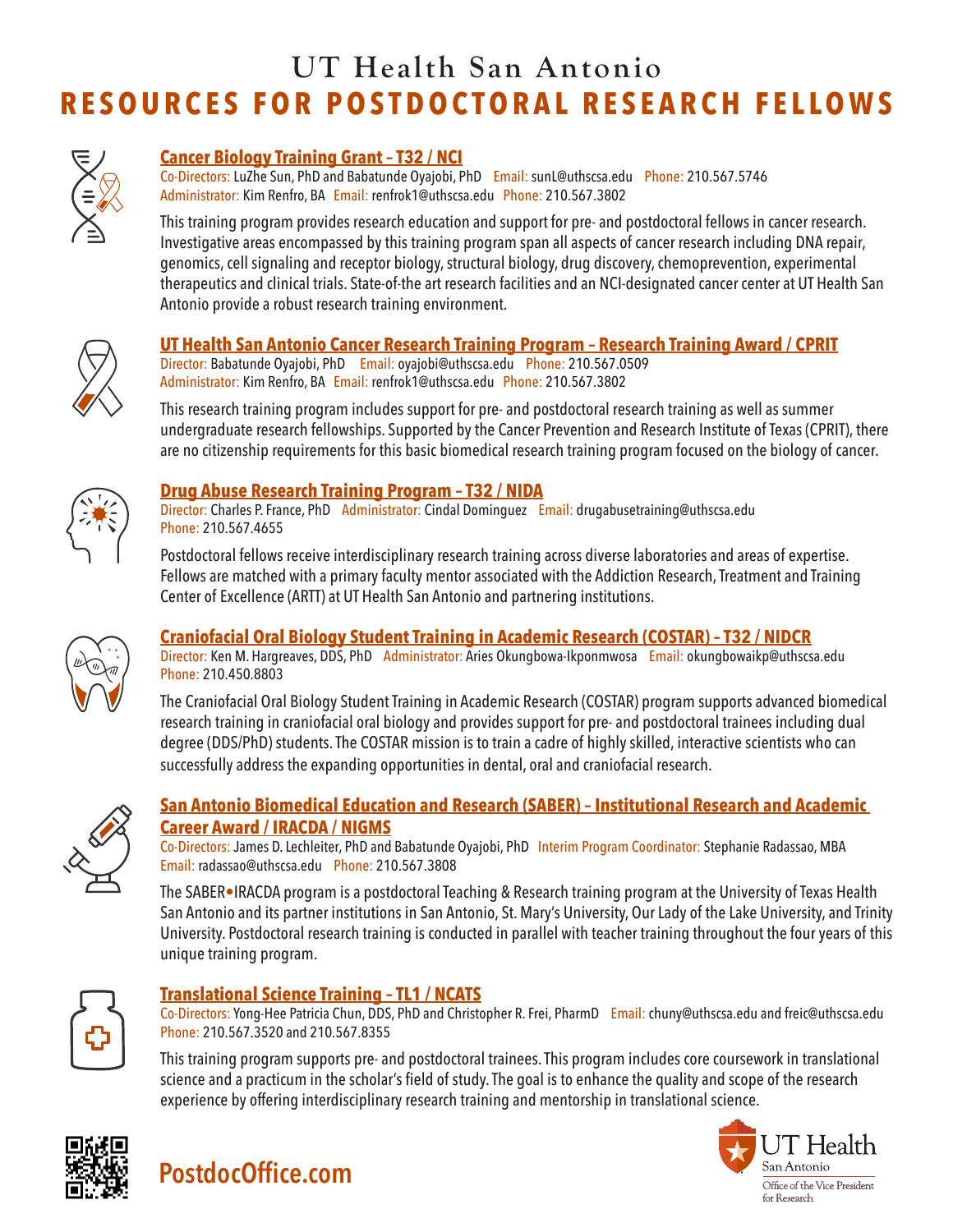# UT Health San Antonio

## RESOURCES FOR POSTDOCTORAL RESEARCH FELLOWS

### Cancer Biology Training Grant – T32 / NCI

Co-Directors: LuZhe Sun, PhD and Babatunde Oyajobi, PhD Email: sunL@uthscsa.edu Phone: 210.567.5746
Administrator: Kim Renfro, BA Email: renfrok1@uthscsa.edu Phone: 210.567.3802

This training program provides research education and support for pre- and postdoctoral fellows in cancer research. Investigative areas encompassed by this training program span all aspects of cancer research including DNA repair, genomics, cell signaling and receptor biology, structural biology, drug discovery, chemoprevention, experimental therapeutics and clinical trials. State-of-the art research facilities and an NCI-designated cancer center at UT Health San Antonio provide a robust research training environment.

### UT Health San Antonio Cancer Research Training Program – Research Training Award / CPRIT

Director: Babatunde Oyajobi, PhD Email: oyajobi@uthscsa.edu Phone: 210.567.0509
Administrator: Kim Renfro, BA Email: renfrok1@uthscsa.edu Phone: 210.567.3802

This research training program includes support for pre- and postdoctoral research training as well as summer undergraduate research fellowships. Supported by the Cancer Prevention and Research Institute of Texas (CPRIT), there are no citizenship requirements for this basic biomedical research training program focused on the biology of cancer.

### Drug Abuse Research Training Program – T32 / NIDA

Director: Charles P. France, PhD Administrator: Cindal Dominguez Email: drugabusetraining@uthscsa.edu
Phone: 210.567.4655

Postdoctoral fellows receive interdisciplinary research training across diverse laboratories and areas of expertise. Fellows are matched with a primary faculty mentor associated with the Addiction Research, Treatment and Training Center of Excellence (ARTT) at UT Health San Antonio and partnering institutions.

### Craniofacial Oral Biology Student Training in Academic Research (COSTAR) – T32 / NIDCR

Director: Ken M. Hargreaves, DDS, PhD Administrator: Aries Okungbowa-Ikponmwosa Email: okungbowaikp@uthscsa.edu
Phone: 210.450.8803

The Craniofacial Oral Biology Student Training in Academic Research (COSTAR) program supports advanced biomedical research training in craniofacial oral biology and provides support for pre- and postdoctoral trainees including dual degree (DDS/PhD) students. The COSTAR mission is to train a cadre of highly skilled, interactive scientists who can successfully address the expanding opportunities in dental, oral and craniofacial research.

### San Antonio Biomedical Education and Research (SABER) – Institutional Research and Academic Career Award / IRACDA / NIGMS

Co-Directors: James D. Lechleiter, PhD and Babatunde Oyajobi, PhD Interim Program Coordinator: Stephanie Radassao, MBA
Email: radassao@uthscsa.edu Phone: 210.567.3808

The SABER•IRACDA program is a postdoctoral Teaching & Research training program at the University of Texas Health San Antonio and its partner institutions in San Antonio, St. Mary's University, Our Lady of the Lake University, and Trinity University. Postdoctoral research training is conducted in parallel with teacher training throughout the four years of this unique training program.

### Translational Science Training – TL1 / NCATS

Co-Directors: Yong-Hee Patricia Chun, DDS, PhD and Christopher R. Frei, PharmD Email: chuny@uthscsa.edu and freic@uthscsa.edu
Phone: 210.567.3520 and 210.567.8355

This training program supports pre- and postdoctoral trainees. This program includes core coursework in translational science and a practicum in the scholar's field of study. The goal is to enhance the quality and scope of the research experience by offering interdisciplinary research training and mentorship in translational science.

**PostdocOffice.com**

UT Health San Antonio
Office of the Vice President for Research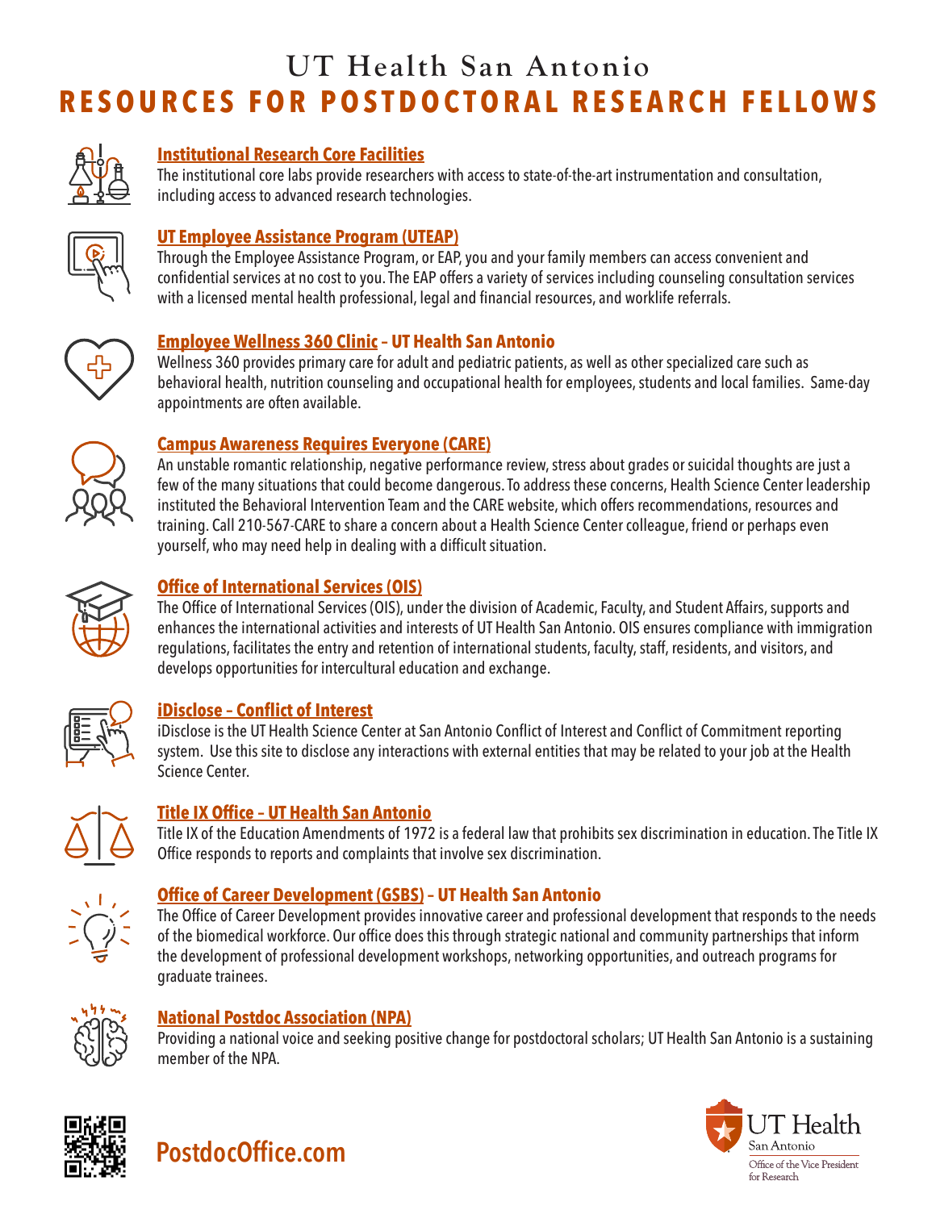# UT Health San Antonio

# RESOURCES FOR POSTDOCTORAL RESEARCH FELLOWS

### Institutional Research Core Facilities

The institutional core labs provide researchers with access to state-of-the-art instrumentation and consultation, including access to advanced research technologies.

### UT Employee Assistance Program (UTEAP)

Through the Employee Assistance Program, or EAP, you and your family members can access convenient and confidential services at no cost to you. The EAP offers a variety of services including counseling consultation services with a licensed mental health professional, legal and financial resources, and worklife referrals.

### Employee Wellness 360 Clinic – UT Health San Antonio

Wellness 360 provides primary care for adult and pediatric patients, as well as other specialized care such as behavioral health, nutrition counseling and occupational health for employees, students and local families. Same-day appointments are often available.

### Campus Awareness Requires Everyone (CARE)

An unstable romantic relationship, negative performance review, stress about grades or suicidal thoughts are just a few of the many situations that could become dangerous. To address these concerns, Health Science Center leadership instituted the Behavioral Intervention Team and the CARE website, which offers recommendations, resources and training. Call 210-567-CARE to share a concern about a Health Science Center colleague, friend or perhaps even yourself, who may need help in dealing with a difficult situation.

### Office of International Services (OIS)

The Office of International Services (OIS), under the division of Academic, Faculty, and Student Affairs, supports and enhances the international activities and interests of UT Health San Antonio. OIS ensures compliance with immigration regulations, facilitates the entry and retention of international students, faculty, staff, residents, and visitors, and develops opportunities for intercultural education and exchange.

### iDisclose – Conflict of Interest

iDisclose is the UT Health Science Center at San Antonio Conflict of Interest and Conflict of Commitment reporting system. Use this site to disclose any interactions with external entities that may be related to your job at the Health Science Center.

### Title IX Office – UT Health San Antonio

Title IX of the Education Amendments of 1972 is a federal law that prohibits sex discrimination in education. The Title IX Office responds to reports and complaints that involve sex discrimination.

### Office of Career Development (GSBS) – UT Health San Antonio

The Office of Career Development provides innovative career and professional development that responds to the needs of the biomedical workforce. Our office does this through strategic national and community partnerships that inform the development of professional development workshops, networking opportunities, and outreach programs for graduate trainees.

### National Postdoc Association (NPA)

Providing a national voice and seeking positive change for postdoctoral scholars; UT Health San Antonio is a sustaining member of the NPA.

**PostdocOffice.com**

UT Health San Antonio
Office of the Vice President for Research